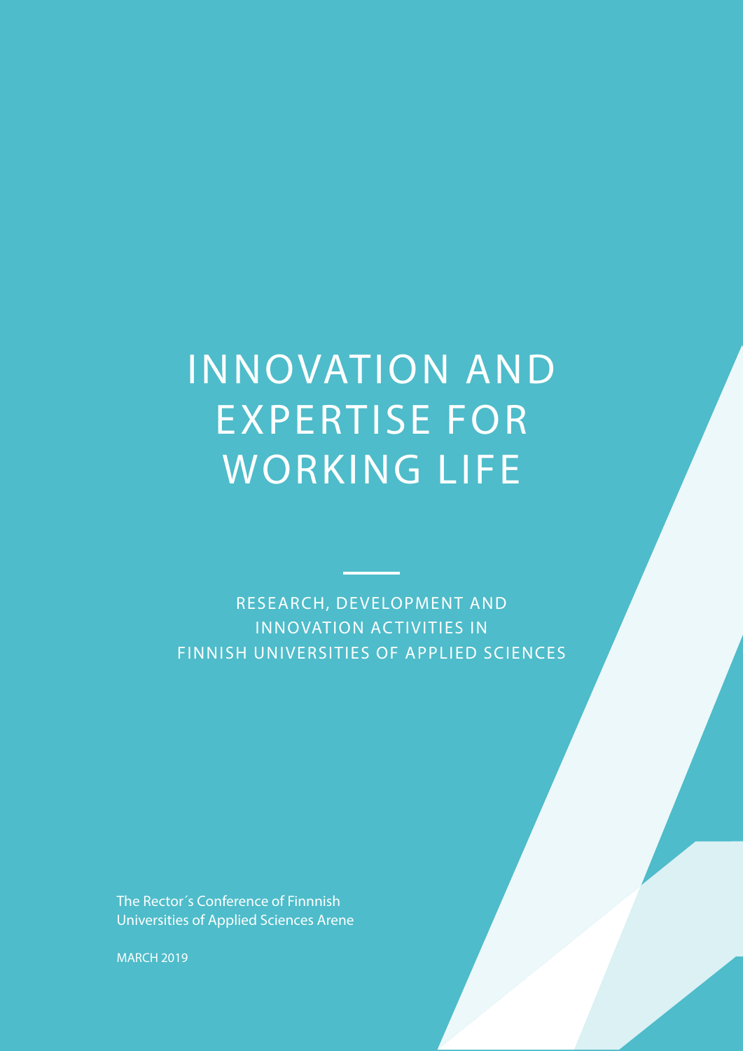# INNOVATION AND EXPERTISE FOR WORKING LIFE

## RESEARCH, DEVELOPMENT AND INNOVATION ACTIVITIES IN FINNISH UNIVERSITIES OF APPLIED SCIENCES

The Rector´s Conference of Finnnish Universities of Applied Sciences Arene

MARCH 2019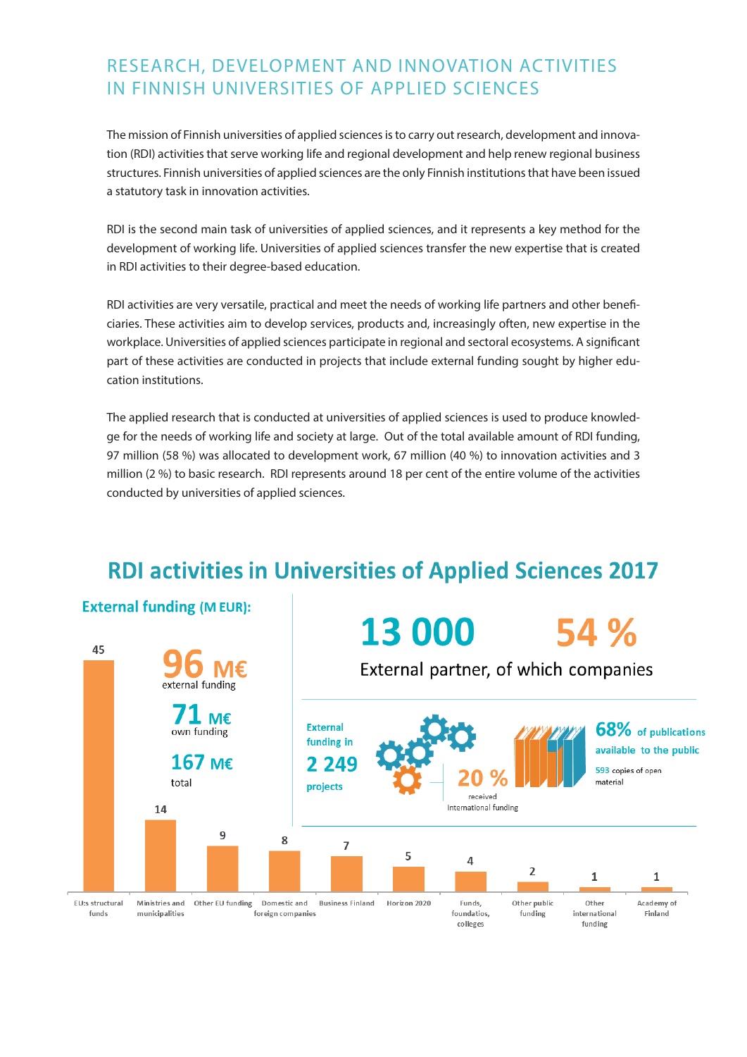## RESEARCH, DEVELOPMENT AND INNOVATION ACTIVITIES IN FINNISH UNIVERSITIES OF APPLIED SCIENCES

The mission of Finnish universities of applied sciences is to carry out research, development and innovation (RDI) activities that serve working life and regional development and help renew regional business structures. Finnish universities of applied sciences are the only Finnish institutions that have been issued a statutory task in innovation activities.

RDI is the second main task of universities of applied sciences, and it represents a key method for the development of working life. Universities of applied sciences transfer the new expertise that is created in RDI activities to their degree-based education.

RDI activities are very versatile, practical and meet the needs of working life partners and other beneficiaries. These activities aim to develop services, products and, increasingly often, new expertise in the workplace. Universities of applied sciences participate in regional and sectoral ecosystems. A significant part of these activities are conducted in projects that include external funding sought by higher education institutions.

The applied research that is conducted at universities of applied sciences is used to produce knowledge for the needs of working life and society at large. Out of the total available amount of RDI funding, 97 million (58 %) was allocated to development work, 67 million (40 %) to innovation activities and 3 million (2 %) to basic research. RDI represents around 18 per cent of the entire volume of the activities conducted by universities of applied sciences.

## RDI activities in Universities of Applied Sciences 2017

### External funding (M EUR):

**96 M€** external funding

**71 M€** own funding

**167 M€** total

| Source | M EUR |
|---|---|
| EU:s structural funds | 45 |
| Ministries and municipalities | 14 |
| Other EU funding | 9 |
| Domestic and foreign companies | 8 |
| Business Finland | 7 |
| Horizon 2020 | 5 |
| Funds, foundations, colleges | 4 |
| Other public funding | 2 |
| Other international funding | 1 |
| Academy of Finland | 1 |

**13 000** External partner, of which companies **54 %**

External funding in **2 249** projects

**20 %** received international funding

**68%** of publications available to the public

593 copies of open material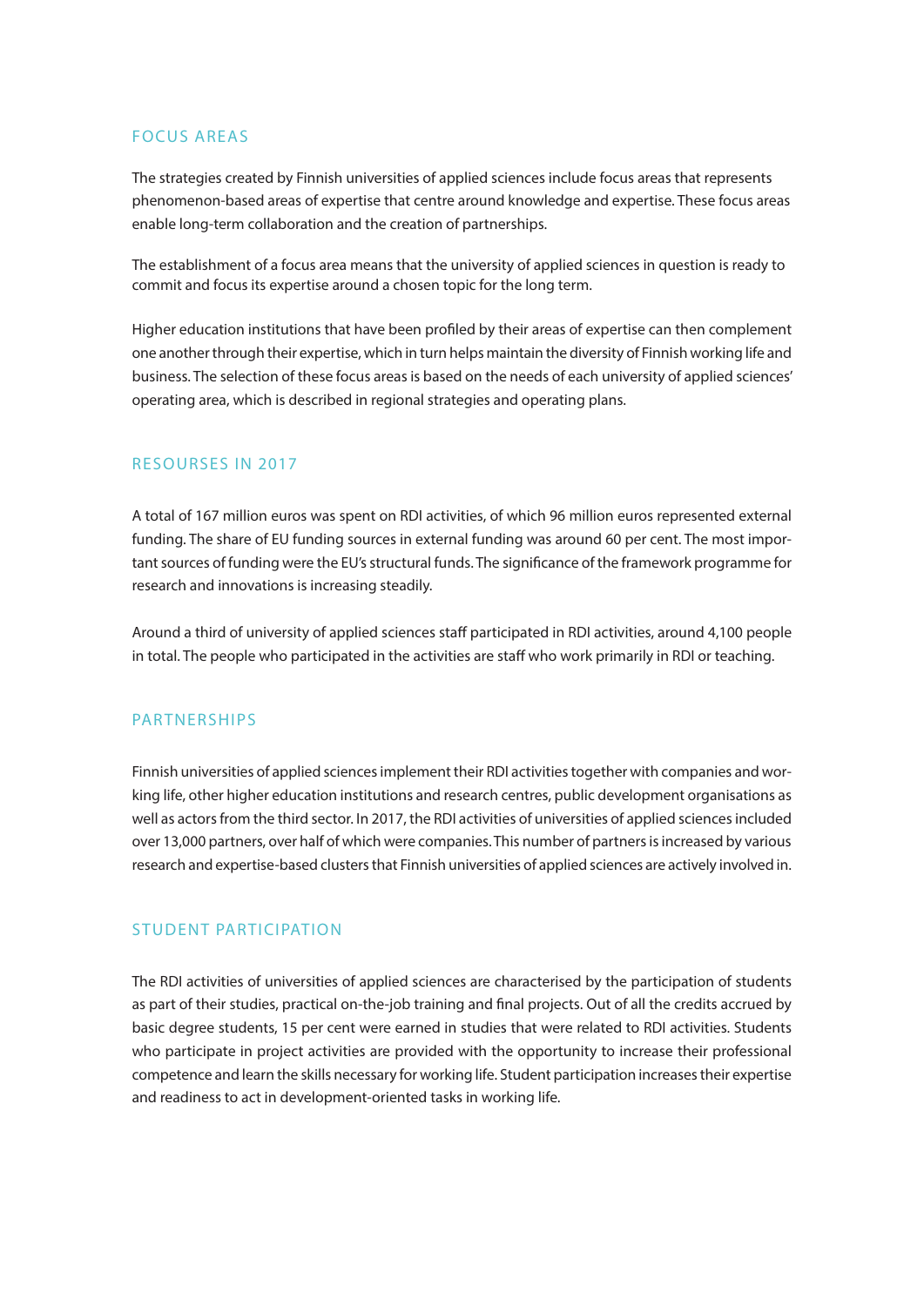## FOCUS AREAS

The strategies created by Finnish universities of applied sciences include focus areas that represents phenomenon-based areas of expertise that centre around knowledge and expertise. These focus areas enable long-term collaboration and the creation of partnerships.

The establishment of a focus area means that the university of applied sciences in question is ready to commit and focus its expertise around a chosen topic for the long term.

Higher education institutions that have been profiled by their areas of expertise can then complement one another through their expertise, which in turn helps maintain the diversity of Finnish working life and business. The selection of these focus areas is based on the needs of each university of applied sciences' operating area, which is described in regional strategies and operating plans.

## RESOURSES IN 2017

A total of 167 million euros was spent on RDI activities, of which 96 million euros represented external funding. The share of EU funding sources in external funding was around 60 per cent. The most important sources of funding were the EU's structural funds. The significance of the framework programme for research and innovations is increasing steadily.

Around a third of university of applied sciences staff participated in RDI activities, around 4,100 people in total. The people who participated in the activities are staff who work primarily in RDI or teaching.

## PARTNERSHIPS

Finnish universities of applied sciences implement their RDI activities together with companies and working life, other higher education institutions and research centres, public development organisations as well as actors from the third sector. In 2017, the RDI activities of universities of applied sciences included over 13,000 partners, over half of which were companies. This number of partners is increased by various research and expertise-based clusters that Finnish universities of applied sciences are actively involved in.

## STUDENT PARTICIPATION

The RDI activities of universities of applied sciences are characterised by the participation of students as part of their studies, practical on-the-job training and final projects. Out of all the credits accrued by basic degree students, 15 per cent were earned in studies that were related to RDI activities. Students who participate in project activities are provided with the opportunity to increase their professional competence and learn the skills necessary for working life. Student participation increases their expertise and readiness to act in development-oriented tasks in working life.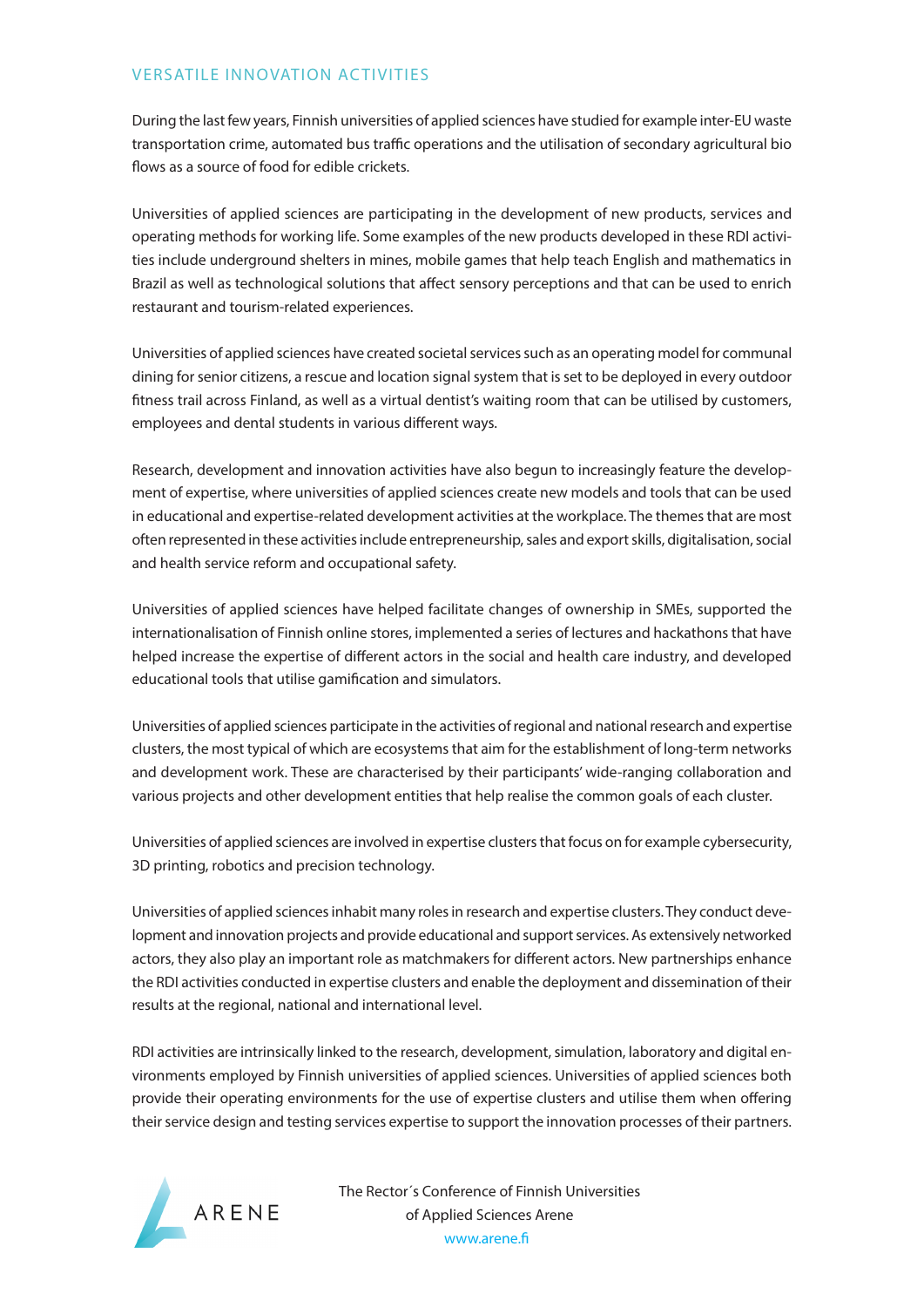## VERSATILE INNOVATION ACTIVITIES

During the last few years, Finnish universities of applied sciences have studied for example inter-EU waste transportation crime, automated bus traffic operations and the utilisation of secondary agricultural bio flows as a source of food for edible crickets.

Universities of applied sciences are participating in the development of new products, services and operating methods for working life. Some examples of the new products developed in these RDI activities include underground shelters in mines, mobile games that help teach English and mathematics in Brazil as well as technological solutions that affect sensory perceptions and that can be used to enrich restaurant and tourism-related experiences.

Universities of applied sciences have created societal services such as an operating model for communal dining for senior citizens, a rescue and location signal system that is set to be deployed in every outdoor fitness trail across Finland, as well as a virtual dentist's waiting room that can be utilised by customers, employees and dental students in various different ways.

Research, development and innovation activities have also begun to increasingly feature the development of expertise, where universities of applied sciences create new models and tools that can be used in educational and expertise-related development activities at the workplace. The themes that are most often represented in these activities include entrepreneurship, sales and export skills, digitalisation, social and health service reform and occupational safety.

Universities of applied sciences have helped facilitate changes of ownership in SMEs, supported the internationalisation of Finnish online stores, implemented a series of lectures and hackathons that have helped increase the expertise of different actors in the social and health care industry, and developed educational tools that utilise gamification and simulators.

Universities of applied sciences participate in the activities of regional and national research and expertise clusters, the most typical of which are ecosystems that aim for the establishment of long-term networks and development work. These are characterised by their participants' wide-ranging collaboration and various projects and other development entities that help realise the common goals of each cluster.

Universities of applied sciences are involved in expertise clusters that focus on for example cybersecurity, 3D printing, robotics and precision technology.

Universities of applied sciences inhabit many roles in research and expertise clusters. They conduct development and innovation projects and provide educational and support services. As extensively networked actors, they also play an important role as matchmakers for different actors. New partnerships enhance the RDI activities conducted in expertise clusters and enable the deployment and dissemination of their results at the regional, national and international level.

RDI activities are intrinsically linked to the research, development, simulation, laboratory and digital environments employed by Finnish universities of applied sciences. Universities of applied sciences both provide their operating environments for the use of expertise clusters and utilise them when offering their service design and testing services expertise to support the innovation processes of their partners.

ARENE

The Rector´s Conference of Finnish Universities of Applied Sciences Arene
www.arene.fi